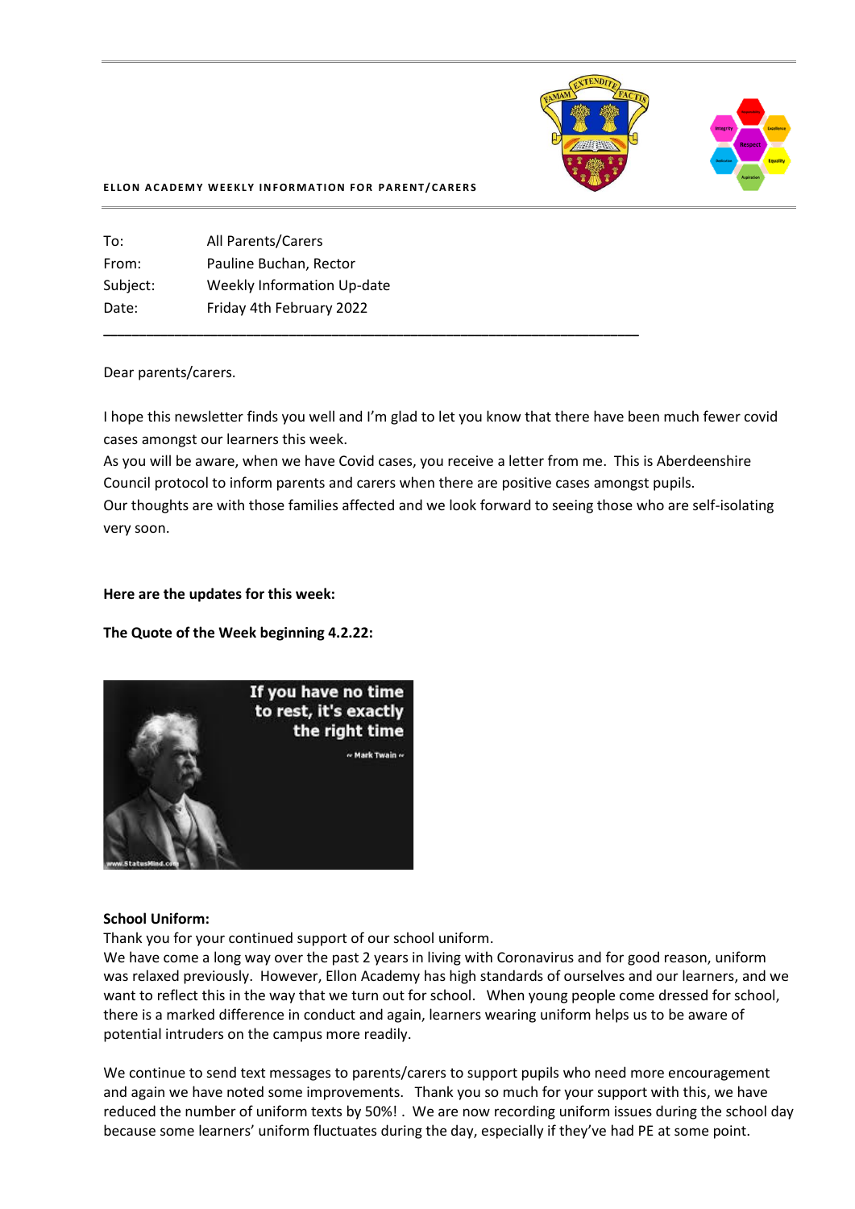**ELLON ACADEMY WEEKLY INFORMATION FOR PARENT/CARERS**

| | |
|---|---|
| To: | All Parents/Carers |
| From: | Pauline Buchan, Rector |
| Subject: | Weekly Information Up-date |
| Date: | Friday 4th February 2022 |

Dear parents/carers.

I hope this newsletter finds you well and I'm glad to let you know that there have been much fewer covid cases amongst our learners this week.

As you will be aware, when we have Covid cases, you receive a letter from me. This is Aberdeenshire Council protocol to inform parents and carers when there are positive cases amongst pupils.

Our thoughts are with those families affected and we look forward to seeing those who are self-isolating very soon.

**Here are the updates for this week:**

**The Quote of the Week beginning 4.2.22:**

If you have no time to rest, it's exactly the right time

~ Mark Twain ~

**School Uniform:**

Thank you for your continued support of our school uniform.

We have come a long way over the past 2 years in living with Coronavirus and for good reason, uniform was relaxed previously. However, Ellon Academy has high standards of ourselves and our learners, and we want to reflect this in the way that we turn out for school. When young people come dressed for school, there is a marked difference in conduct and again, learners wearing uniform helps us to be aware of potential intruders on the campus more readily.

We continue to send text messages to parents/carers to support pupils who need more encouragement and again we have noted some improvements. Thank you so much for your support with this, we have reduced the number of uniform texts by 50%! . We are now recording uniform issues during the school day because some learners' uniform fluctuates during the day, especially if they've had PE at some point.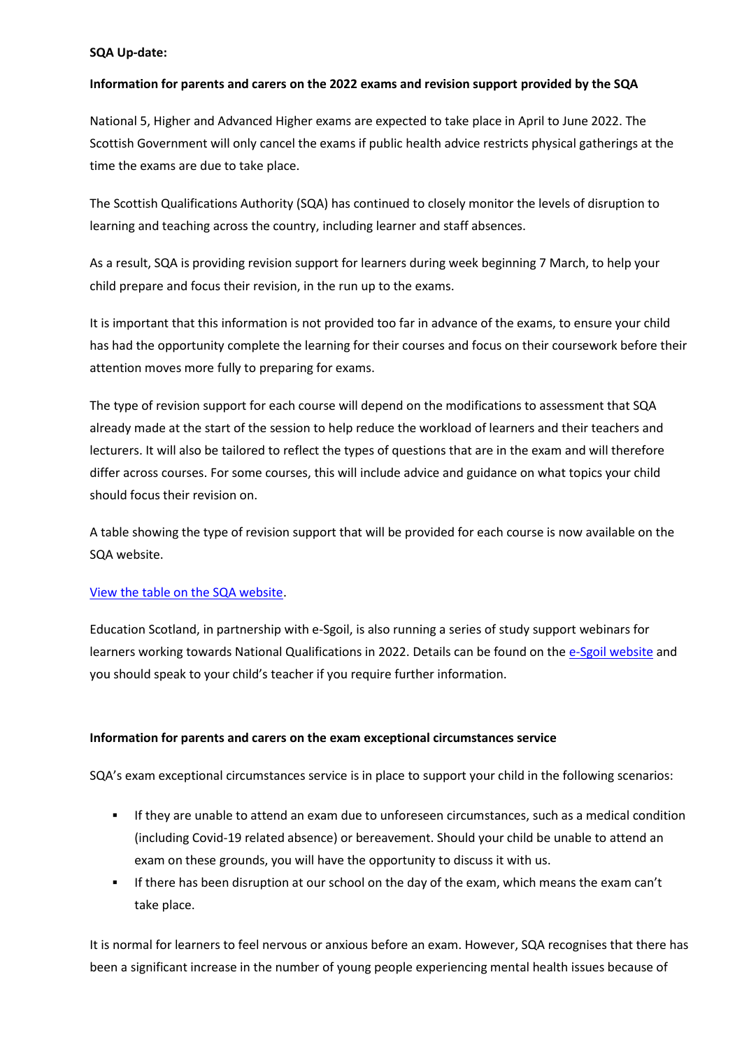**SQA Up-date:**

**Information for parents and carers on the 2022 exams and revision support provided by the SQA**

National 5, Higher and Advanced Higher exams are expected to take place in April to June 2022. The Scottish Government will only cancel the exams if public health advice restricts physical gatherings at the time the exams are due to take place.

The Scottish Qualifications Authority (SQA) has continued to closely monitor the levels of disruption to learning and teaching across the country, including learner and staff absences.

As a result, SQA is providing revision support for learners during week beginning 7 March, to help your child prepare and focus their revision, in the run up to the exams.

It is important that this information is not provided too far in advance of the exams, to ensure your child has had the opportunity complete the learning for their courses and focus on their coursework before their attention moves more fully to preparing for exams.

The type of revision support for each course will depend on the modifications to assessment that SQA already made at the start of the session to help reduce the workload of learners and their teachers and lecturers. It will also be tailored to reflect the types of questions that are in the exam and will therefore differ across courses. For some courses, this will include advice and guidance on what topics your child should focus their revision on.

A table showing the type of revision support that will be provided for each course is now available on the SQA website.

View the table on the SQA website.

Education Scotland, in partnership with e-Sgoil, is also running a series of study support webinars for learners working towards National Qualifications in 2022. Details can be found on the e-Sgoil website and you should speak to your child's teacher if you require further information.

**Information for parents and carers on the exam exceptional circumstances service**

SQA's exam exceptional circumstances service is in place to support your child in the following scenarios:

- If they are unable to attend an exam due to unforeseen circumstances, such as a medical condition (including Covid-19 related absence) or bereavement. Should your child be unable to attend an exam on these grounds, you will have the opportunity to discuss it with us.
- If there has been disruption at our school on the day of the exam, which means the exam can't take place.

It is normal for learners to feel nervous or anxious before an exam. However, SQA recognises that there has been a significant increase in the number of young people experiencing mental health issues because of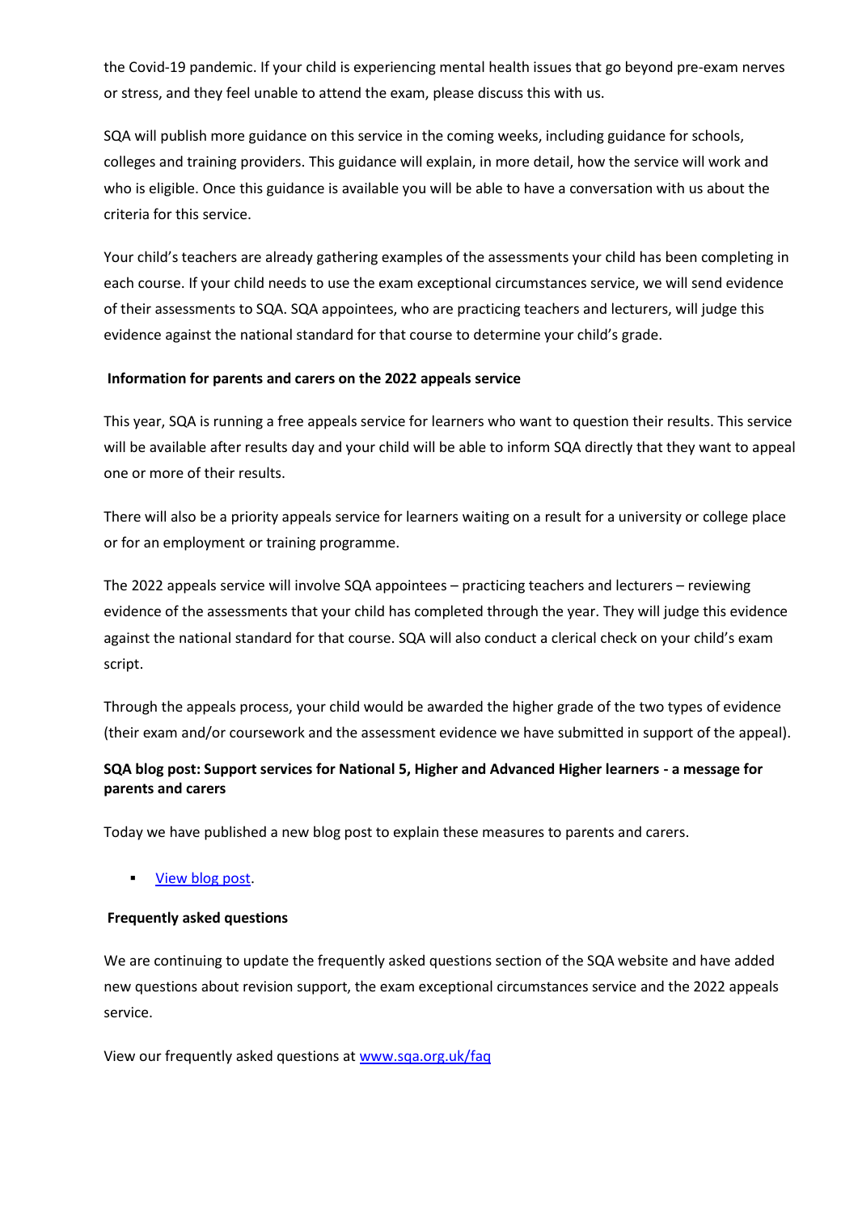the Covid-19 pandemic. If your child is experiencing mental health issues that go beyond pre-exam nerves or stress, and they feel unable to attend the exam, please discuss this with us.

SQA will publish more guidance on this service in the coming weeks, including guidance for schools, colleges and training providers. This guidance will explain, in more detail, how the service will work and who is eligible. Once this guidance is available you will be able to have a conversation with us about the criteria for this service.

Your child's teachers are already gathering examples of the assessments your child has been completing in each course. If your child needs to use the exam exceptional circumstances service, we will send evidence of their assessments to SQA. SQA appointees, who are practicing teachers and lecturers, will judge this evidence against the national standard for that course to determine your child's grade.

**Information for parents and carers on the 2022 appeals service**

This year, SQA is running a free appeals service for learners who want to question their results. This service will be available after results day and your child will be able to inform SQA directly that they want to appeal one or more of their results.

There will also be a priority appeals service for learners waiting on a result for a university or college place or for an employment or training programme.

The 2022 appeals service will involve SQA appointees – practicing teachers and lecturers – reviewing evidence of the assessments that your child has completed through the year. They will judge this evidence against the national standard for that course. SQA will also conduct a clerical check on your child's exam script.

Through the appeals process, your child would be awarded the higher grade of the two types of evidence (their exam and/or coursework and the assessment evidence we have submitted in support of the appeal).

**SQA blog post: Support services for National 5, Higher and Advanced Higher learners - a message for parents and carers**

Today we have published a new blog post to explain these measures to parents and carers.

- View blog post.

**Frequently asked questions**

We are continuing to update the frequently asked questions section of the SQA website and have added new questions about revision support, the exam exceptional circumstances service and the 2022 appeals service.

View our frequently asked questions at www.sqa.org.uk/faq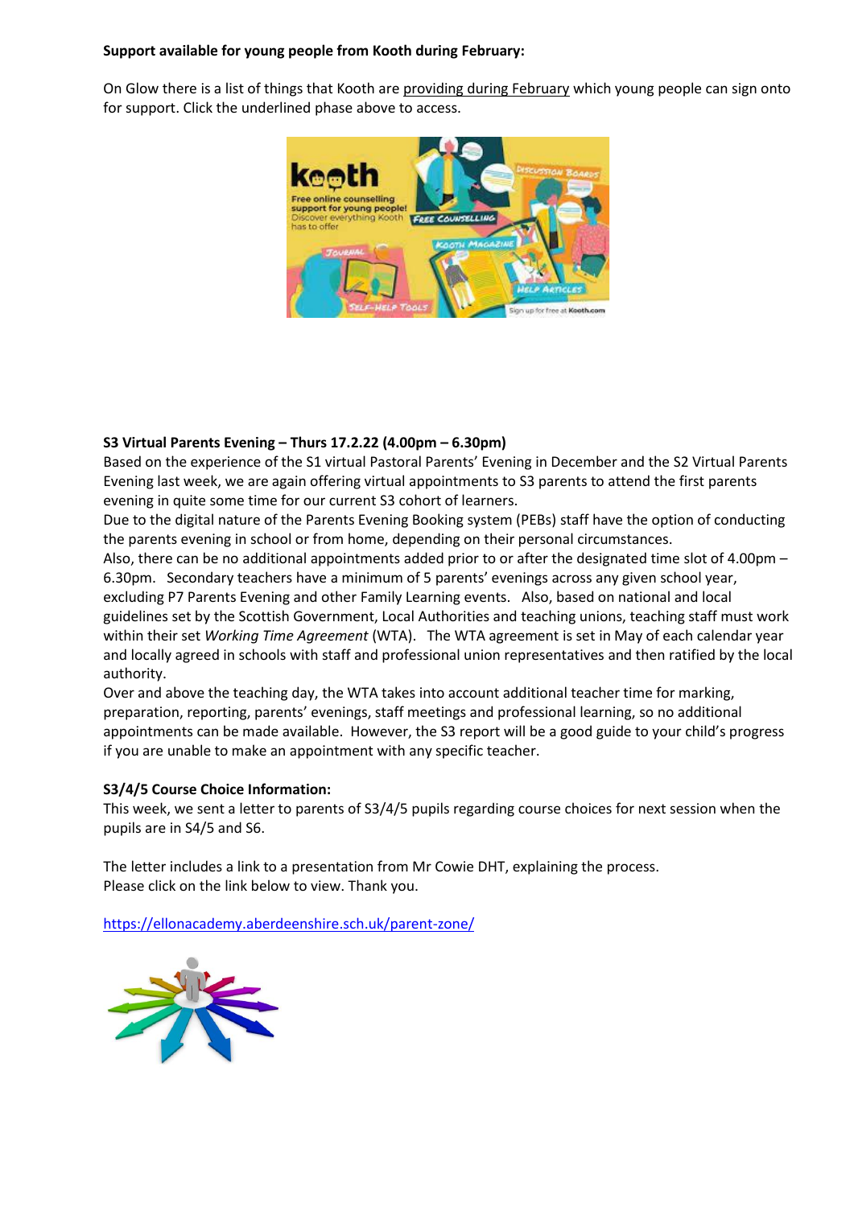**Support available for young people from Kooth during February:**

On Glow there is a list of things that Kooth are providing during February which young people can sign onto for support. Click the underlined phase above to access.

**S3 Virtual Parents Evening – Thurs 17.2.22 (4.00pm – 6.30pm)**

Based on the experience of the S1 virtual Pastoral Parents' Evening in December and the S2 Virtual Parents Evening last week, we are again offering virtual appointments to S3 parents to attend the first parents evening in quite some time for our current S3 cohort of learners.

Due to the digital nature of the Parents Evening Booking system (PEBs) staff have the option of conducting the parents evening in school or from home, depending on their personal circumstances.

Also, there can be no additional appointments added prior to or after the designated time slot of 4.00pm – 6.30pm. Secondary teachers have a minimum of 5 parents' evenings across any given school year, excluding P7 Parents Evening and other Family Learning events. Also, based on national and local guidelines set by the Scottish Government, Local Authorities and teaching unions, teaching staff must work within their set *Working Time Agreement* (WTA). The WTA agreement is set in May of each calendar year and locally agreed in schools with staff and professional union representatives and then ratified by the local authority.

Over and above the teaching day, the WTA takes into account additional teacher time for marking, preparation, reporting, parents' evenings, staff meetings and professional learning, so no additional appointments can be made available. However, the S3 report will be a good guide to your child's progress if you are unable to make an appointment with any specific teacher.

**S3/4/5 Course Choice Information:**

This week, we sent a letter to parents of S3/4/5 pupils regarding course choices for next session when the pupils are in S4/5 and S6.

The letter includes a link to a presentation from Mr Cowie DHT, explaining the process.
Please click on the link below to view. Thank you.

https://ellonacademy.aberdeenshire.sch.uk/parent-zone/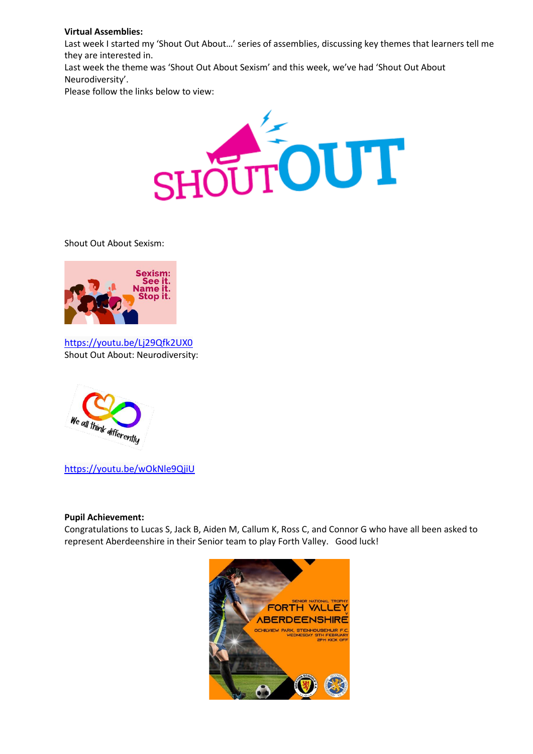**Virtual Assemblies:**

Last week I started my 'Shout Out About…' series of assemblies, discussing key themes that learners tell me they are interested in.

Last week the theme was 'Shout Out About Sexism' and this week, we've had 'Shout Out About Neurodiversity'.

Please follow the links below to view:

Shout Out About Sexism:

https://youtu.be/Lj29Qfk2UX0

Shout Out About: Neurodiversity:

https://youtu.be/wOkNle9QjiU

**Pupil Achievement:**

Congratulations to Lucas S, Jack B, Aiden M, Callum K, Ross C, and Connor G who have all been asked to represent Aberdeenshire in their Senior team to play Forth Valley. Good luck!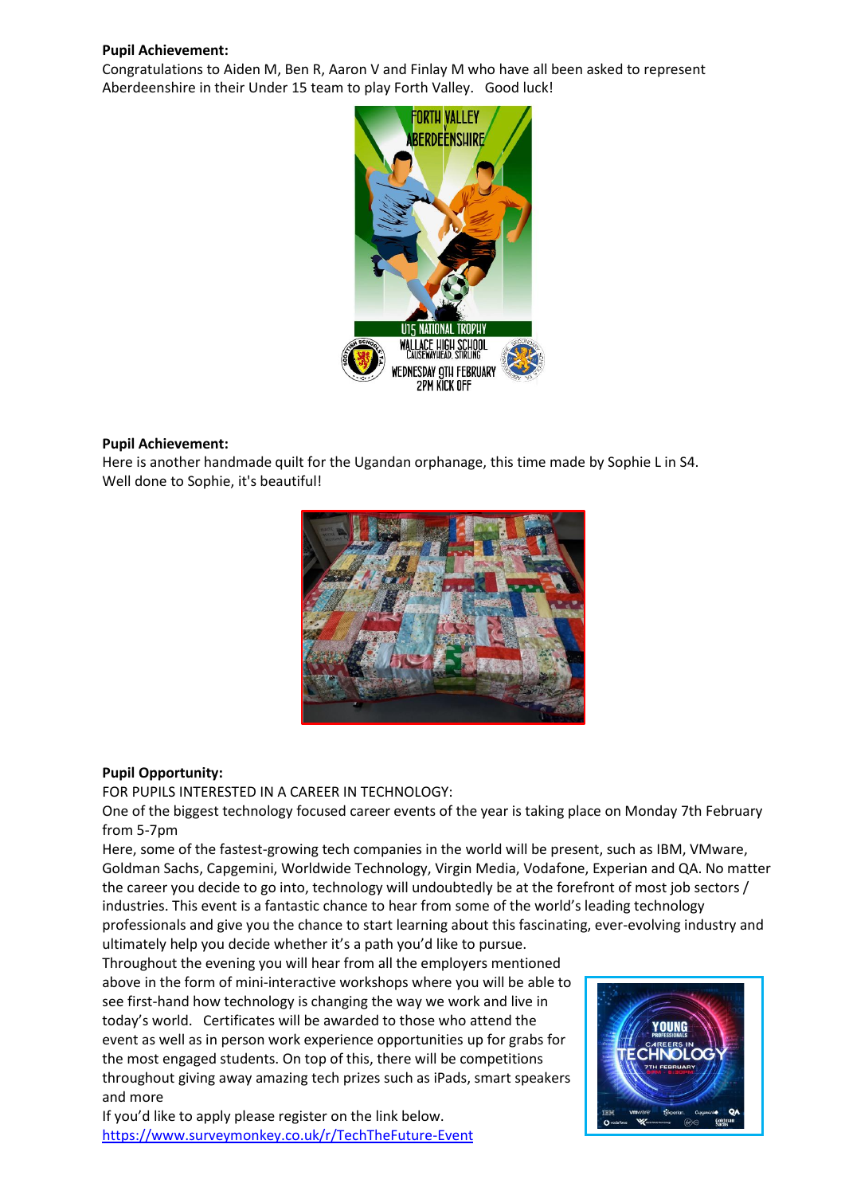**Pupil Achievement:**
Congratulations to Aiden M, Ben R, Aaron V and Finlay M who have all been asked to represent Aberdeenshire in their Under 15 team to play Forth Valley. Good luck!

**Pupil Achievement:**
Here is another handmade quilt for the Ugandan orphanage, this time made by Sophie L in S4. Well done to Sophie, it's beautiful!

**Pupil Opportunity:**
FOR PUPILS INTERESTED IN A CAREER IN TECHNOLOGY:
One of the biggest technology focused career events of the year is taking place on Monday 7th February from 5-7pm
Here, some of the fastest-growing tech companies in the world will be present, such as IBM, VMware, Goldman Sachs, Capgemini, Worldwide Technology, Virgin Media, Vodafone, Experian and QA. No matter the career you decide to go into, technology will undoubtedly be at the forefront of most job sectors / industries. This event is a fantastic chance to hear from some of the world's leading technology professionals and give you the chance to start learning about this fascinating, ever-evolving industry and ultimately help you decide whether it's a path you'd like to pursue.
Throughout the evening you will hear from all the employers mentioned above in the form of mini-interactive workshops where you will be able to see first-hand how technology is changing the way we work and live in today's world. Certificates will be awarded to those who attend the event as well as in person work experience opportunities up for grabs for the most engaged students. On top of this, there will be competitions throughout giving away amazing tech prizes such as iPads, smart speakers and more
If you'd like to apply please register on the link below.
https://www.surveymonkey.co.uk/r/TechTheFuture-Event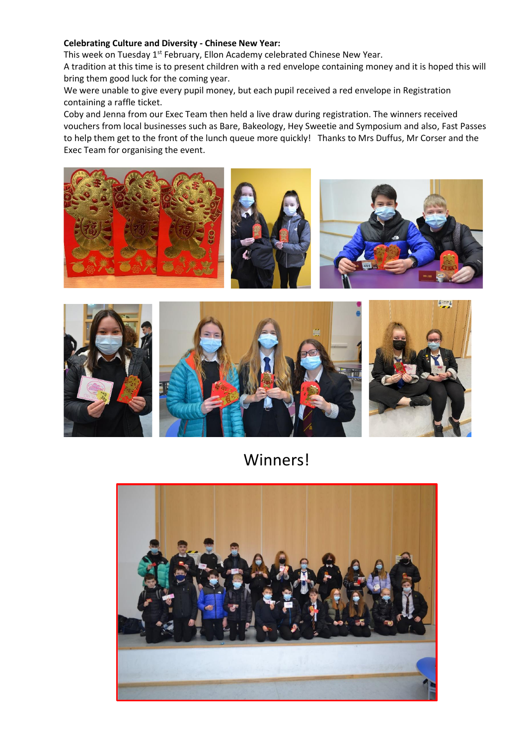**Celebrating Culture and Diversity - Chinese New Year:**

This week on Tuesday 1st February, Ellon Academy celebrated Chinese New Year.

A tradition at this time is to present children with a red envelope containing money and it is hoped this will bring them good luck for the coming year.

We were unable to give every pupil money, but each pupil received a red envelope in Registration containing a raffle ticket.

Coby and Jenna from our Exec Team then held a live draw during registration. The winners received vouchers from local businesses such as Bare, Bakeology, Hey Sweetie and Symposium and also, Fast Passes to help them get to the front of the lunch queue more quickly! Thanks to Mrs Duffus, Mr Corser and the Exec Team for organising the event.

Winners!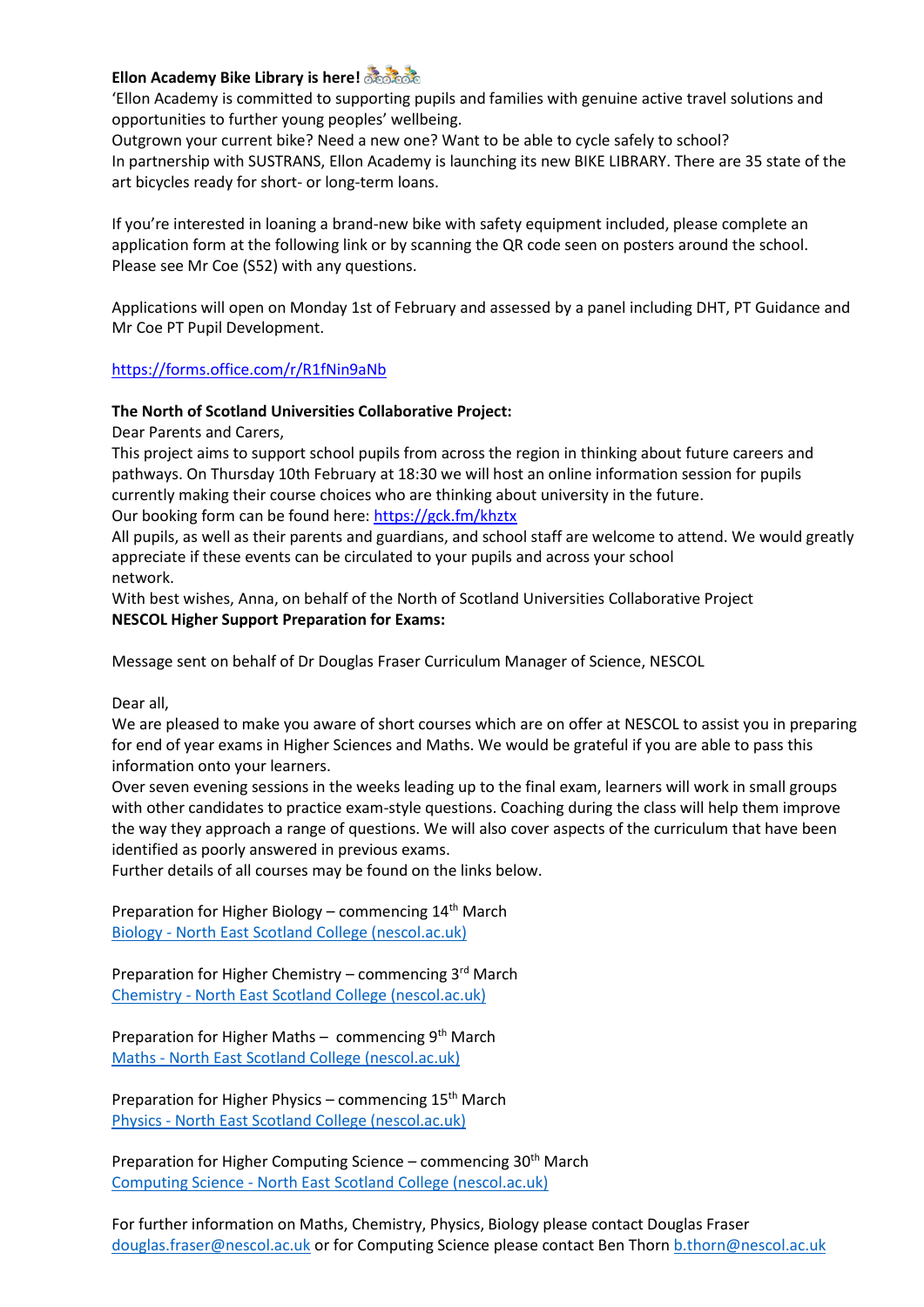**Ellon Academy Bike Library is here!** 🚴🚴🚴

'Ellon Academy is committed to supporting pupils and families with genuine active travel solutions and opportunities to further young peoples' wellbeing.
Outgrown your current bike? Need a new one? Want to be able to cycle safely to school?
In partnership with SUSTRANS, Ellon Academy is launching its new BIKE LIBRARY. There are 35 state of the art bicycles ready for short- or long-term loans.

If you're interested in loaning a brand-new bike with safety equipment included, please complete an application form at the following link or by scanning the QR code seen on posters around the school. Please see Mr Coe (S52) with any questions.

Applications will open on Monday 1st of February and assessed by a panel including DHT, PT Guidance and Mr Coe PT Pupil Development.

https://forms.office.com/r/R1fNin9aNb

**The North of Scotland Universities Collaborative Project:**

Dear Parents and Carers,
This project aims to support school pupils from across the region in thinking about future careers and pathways. On Thursday 10th February at 18:30 we will host an online information session for pupils currently making their course choices who are thinking about university in the future.
Our booking form can be found here: https://gck.fm/khztx
All pupils, as well as their parents and guardians, and school staff are welcome to attend. We would greatly appreciate if these events can be circulated to your pupils and across your school network.
With best wishes, Anna, on behalf of the North of Scotland Universities Collaborative Project

**NESCOL Higher Support Preparation for Exams:**

Message sent on behalf of Dr Douglas Fraser Curriculum Manager of Science, NESCOL

Dear all,
We are pleased to make you aware of short courses which are on offer at NESCOL to assist you in preparing for end of year exams in Higher Sciences and Maths. We would be grateful if you are able to pass this information onto your learners.
Over seven evening sessions in the weeks leading up to the final exam, learners will work in small groups with other candidates to practice exam-style questions. Coaching during the class will help them improve the way they approach a range of questions. We will also cover aspects of the curriculum that have been identified as poorly answered in previous exams.
Further details of all courses may be found on the links below.

Preparation for Higher Biology – commencing 14th March
Biology - North East Scotland College (nescol.ac.uk)

Preparation for Higher Chemistry – commencing 3rd March
Chemistry - North East Scotland College (nescol.ac.uk)

Preparation for Higher Maths – commencing 9th March
Maths - North East Scotland College (nescol.ac.uk)

Preparation for Higher Physics – commencing 15th March
Physics - North East Scotland College (nescol.ac.uk)

Preparation for Higher Computing Science – commencing 30th March
Computing Science - North East Scotland College (nescol.ac.uk)

For further information on Maths, Chemistry, Physics, Biology please contact Douglas Fraser douglas.fraser@nescol.ac.uk or for Computing Science please contact Ben Thorn b.thorn@nescol.ac.uk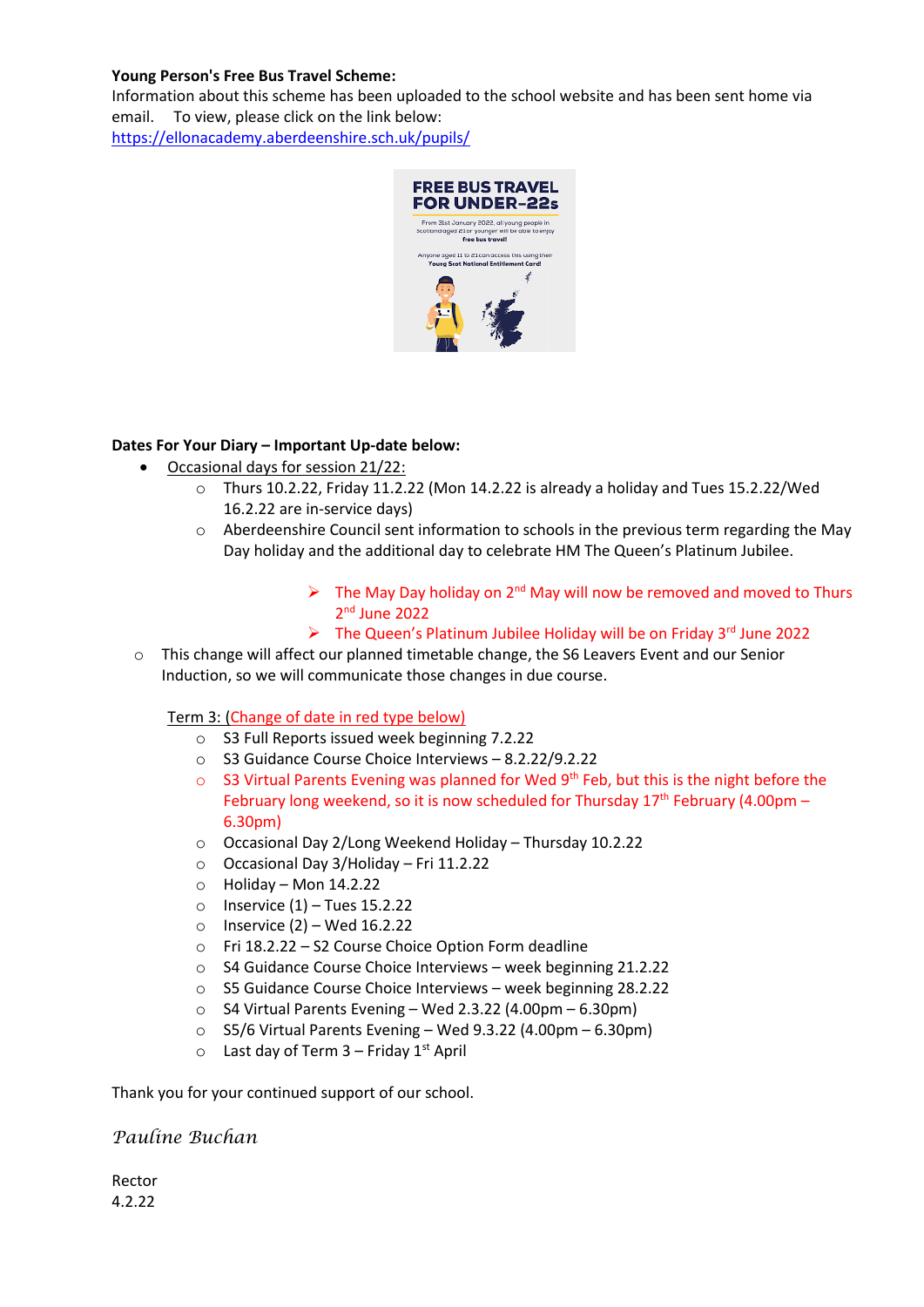**Young Person's Free Bus Travel Scheme:**
Information about this scheme has been uploaded to the school website and has been sent home via email. To view, please click on the link below:
https://ellonacademy.aberdeenshire.sch.uk/pupils/

**Dates For Your Diary – Important Up-date below:**

- Occasional days for session 21/22:
  - Thurs 10.2.22, Friday 11.2.22 (Mon 14.2.22 is already a holiday and Tues 15.2.22/Wed 16.2.22 are in-service days)
  - Aberdeenshire Council sent information to schools in the previous term regarding the May Day holiday and the additional day to celebrate HM The Queen's Platinum Jubilee.
    - The May Day holiday on 2nd May will now be removed and moved to Thurs 2nd June 2022
    - The Queen's Platinum Jubilee Holiday will be on Friday 3rd June 2022
- This change will affect our planned timetable change, the S6 Leavers Event and our Senior Induction, so we will communicate those changes in due course.

Term 3: (Change of date in red type below)

- S3 Full Reports issued week beginning 7.2.22
- S3 Guidance Course Choice Interviews – 8.2.22/9.2.22
- S3 Virtual Parents Evening was planned for Wed 9th Feb, but this is the night before the February long weekend, so it is now scheduled for Thursday 17th February (4.00pm – 6.30pm)
- Occasional Day 2/Long Weekend Holiday – Thursday 10.2.22
- Occasional Day 3/Holiday – Fri 11.2.22
- Holiday – Mon 14.2.22
- Inservice (1) – Tues 15.2.22
- Inservice (2) – Wed 16.2.22
- Fri 18.2.22 – S2 Course Choice Option Form deadline
- S4 Guidance Course Choice Interviews – week beginning 21.2.22
- S5 Guidance Course Choice Interviews – week beginning 28.2.22
- S4 Virtual Parents Evening – Wed 2.3.22 (4.00pm – 6.30pm)
- S5/6 Virtual Parents Evening – Wed 9.3.22 (4.00pm – 6.30pm)
- Last day of Term 3 – Friday 1st April

Thank you for your continued support of our school.

*Pauline Buchan*

Rector
4.2.22